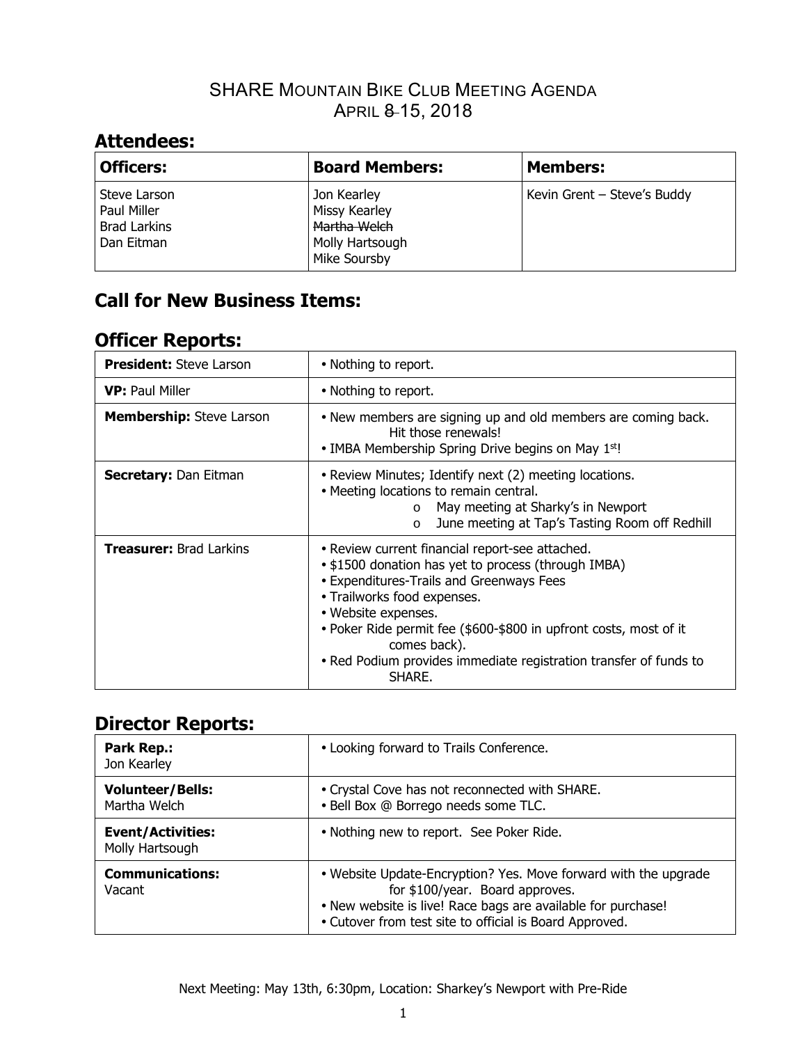# SHARE Mountain Bike Club Meeting Agenda

## April ~~8~~ 15, 2018

## Attendees:

| Officers: | Board Members: | Members: |
|---|---|---|
| Steve Larson<br>Paul Miller<br>Brad Larkins<br>Dan Eitman | Jon Kearley<br>Missy Kearley<br>~~Martha Welch~~<br>Molly Hartsough<br>Mike Soursby | Kevin Grent – Steve's Buddy |

## Call for New Business Items:

## Officer Reports:

| | |
|---|---|
| **President:** Steve Larson | • Nothing to report. |
| **VP:** Paul Miller | • Nothing to report. |
| **Membership:** Steve Larson | • New members are signing up and old members are coming back. Hit those renewals!<br>• IMBA Membership Spring Drive begins on May 1st! |
| **Secretary:** Dan Eitman | • Review Minutes; Identify next (2) meeting locations.<br>• Meeting locations to remain central.<br>  o May meeting at Sharky's in Newport<br>  o June meeting at Tap's Tasting Room off Redhill |
| **Treasurer:** Brad Larkins | • Review current financial report-see attached.<br>• $1500 donation has yet to process (through IMBA)<br>• Expenditures-Trails and Greenways Fees<br>• Trailworks food expenses.<br>• Website expenses.<br>• Poker Ride permit fee ($600-$800 in upfront costs, most of it comes back).<br>• Red Podium provides immediate registration transfer of funds to SHARE. |

## Director Reports:

| | |
|---|---|
| **Park Rep.:** Jon Kearley | • Looking forward to Trails Conference. |
| **Volunteer/Bells:** Martha Welch | • Crystal Cove has not reconnected with SHARE.<br>• Bell Box @ Borrego needs some TLC. |
| **Event/Activities:** Molly Hartsough | • Nothing new to report. See Poker Ride. |
| **Communications:** Vacant | • Website Update-Encryption? Yes. Move forward with the upgrade for $100/year. Board approves.<br>• New website is live! Race bags are available for purchase!<br>• Cutover from test site to official is Board Approved. |

Next Meeting: May 13th, 6:30pm, Location: Sharkey's Newport with Pre-Ride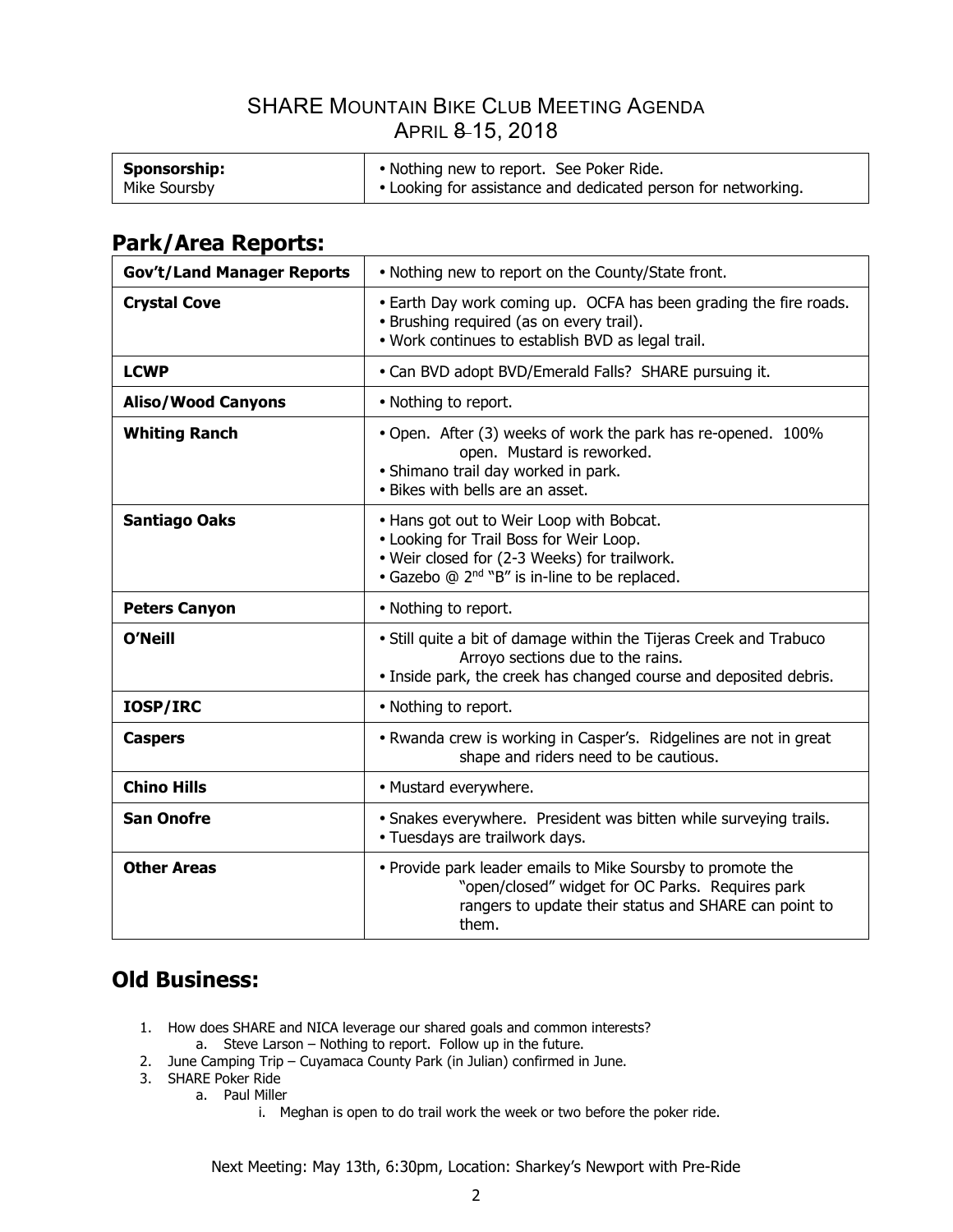# SHARE Mountain Bike Club Meeting Agenda

## April ~~8~~ 15, 2018

| **Sponsorship:** Mike Soursby | • Nothing new to report. See Poker Ride. • Looking for assistance and dedicated person for networking. |
|---|---|

## Park/Area Reports:

| **Gov't/Land Manager Reports** | • Nothing new to report on the County/State front. |
|---|---|
| **Crystal Cove** | • Earth Day work coming up. OCFA has been grading the fire roads. • Brushing required (as on every trail). • Work continues to establish BVD as legal trail. |
| **LCWP** | • Can BVD adopt BVD/Emerald Falls? SHARE pursuing it. |
| **Aliso/Wood Canyons** | • Nothing to report. |
| **Whiting Ranch** | • Open. After (3) weeks of work the park has re-opened. 100% open. Mustard is reworked. • Shimano trail day worked in park. • Bikes with bells are an asset. |
| **Santiago Oaks** | • Hans got out to Weir Loop with Bobcat. • Looking for Trail Boss for Weir Loop. • Weir closed for (2-3 Weeks) for trailwork. • Gazebo @ 2nd "B" is in-line to be replaced. |
| **Peters Canyon** | • Nothing to report. |
| **O'Neill** | • Still quite a bit of damage within the Tijeras Creek and Trabuco Arroyo sections due to the rains. • Inside park, the creek has changed course and deposited debris. |
| **IOSP/IRC** | • Nothing to report. |
| **Caspers** | • Rwanda crew is working in Casper's. Ridgelines are not in great shape and riders need to be cautious. |
| **Chino Hills** | • Mustard everywhere. |
| **San Onofre** | • Snakes everywhere. President was bitten while surveying trails. • Tuesdays are trailwork days. |
| **Other Areas** | • Provide park leader emails to Mike Soursby to promote the "open/closed" widget for OC Parks. Requires park rangers to update their status and SHARE can point to them. |

## Old Business:

1. How does SHARE and NICA leverage our shared goals and common interests?
   a. Steve Larson – Nothing to report. Follow up in the future.
2. June Camping Trip – Cuyamaca County Park (in Julian) confirmed in June.
3. SHARE Poker Ride
   a. Paul Miller
      i. Meghan is open to do trail work the week or two before the poker ride.

Next Meeting: May 13th, 6:30pm, Location: Sharkey's Newport with Pre-Ride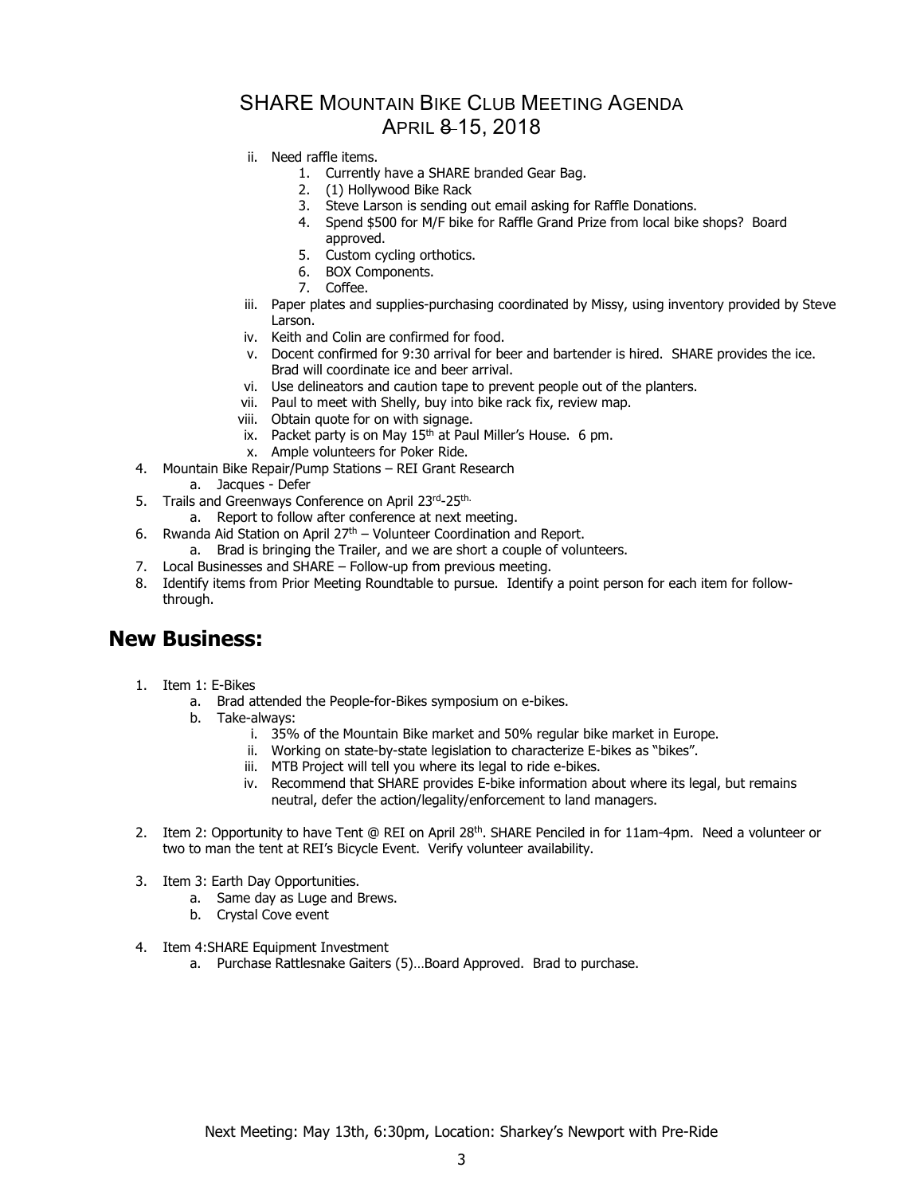# SHARE Mountain Bike Club Meeting Agenda

## April ~~8~~ 15, 2018

- ii. Need raffle items.
  1. Currently have a SHARE branded Gear Bag.
  2. (1) Hollywood Bike Rack
  3. Steve Larson is sending out email asking for Raffle Donations.
  4. Spend $500 for M/F bike for Raffle Grand Prize from local bike shops? Board approved.
  5. Custom cycling orthotics.
  6. BOX Components.
  7. Coffee.
- iii. Paper plates and supplies-purchasing coordinated by Missy, using inventory provided by Steve Larson.
- iv. Keith and Colin are confirmed for food.
- v. Docent confirmed for 9:30 arrival for beer and bartender is hired. SHARE provides the ice. Brad will coordinate ice and beer arrival.
- vi. Use delineators and caution tape to prevent people out of the planters.
- vii. Paul to meet with Shelly, buy into bike rack fix, review map.
- viii. Obtain quote for on with signage.
- ix. Packet party is on May 15th at Paul Miller's House. 6 pm.
- x. Ample volunteers for Poker Ride.

4. Mountain Bike Repair/Pump Stations – REI Grant Research
   a. Jacques - Defer
5. Trails and Greenways Conference on April 23rd-25th.
   a. Report to follow after conference at next meeting.
6. Rwanda Aid Station on April 27th – Volunteer Coordination and Report.
   a. Brad is bringing the Trailer, and we are short a couple of volunteers.
7. Local Businesses and SHARE – Follow-up from previous meeting.
8. Identify items from Prior Meeting Roundtable to pursue. Identify a point person for each item for follow-through.

## New Business:

1. Item 1: E-Bikes
   a. Brad attended the People-for-Bikes symposium on e-bikes.
   b. Take-always:
      - i. 35% of the Mountain Bike market and 50% regular bike market in Europe.
      - ii. Working on state-by-state legislation to characterize E-bikes as "bikes".
      - iii. MTB Project will tell you where its legal to ride e-bikes.
      - iv. Recommend that SHARE provides E-bike information about where its legal, but remains neutral, defer the action/legality/enforcement to land managers.

2. Item 2: Opportunity to have Tent @ REI on April 28th. SHARE Penciled in for 11am-4pm. Need a volunteer or two to man the tent at REI's Bicycle Event. Verify volunteer availability.

3. Item 3: Earth Day Opportunities.
   a. Same day as Luge and Brews.
   b. Crystal Cove event

4. Item 4:SHARE Equipment Investment
   a. Purchase Rattlesnake Gaiters (5)…Board Approved. Brad to purchase.

Next Meeting: May 13th, 6:30pm, Location: Sharkey's Newport with Pre-Ride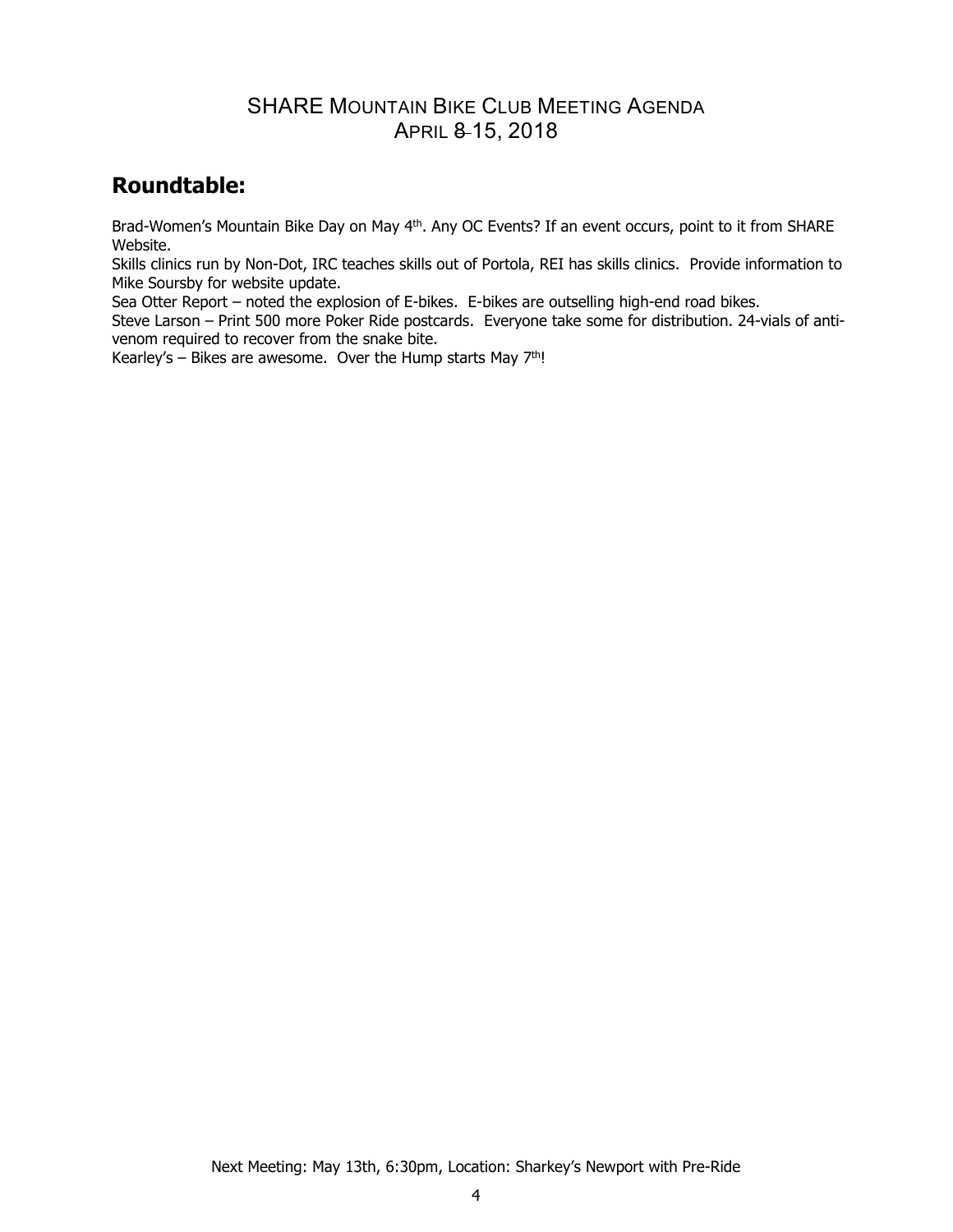# SHARE Mountain Bike Club Meeting Agenda
## April ~~8~~ 15, 2018

## Roundtable:

Brad-Women's Mountain Bike Day on May 4th. Any OC Events? If an event occurs, point to it from SHARE Website.

Skills clinics run by Non-Dot, IRC teaches skills out of Portola, REI has skills clinics. Provide information to Mike Soursby for website update.

Sea Otter Report – noted the explosion of E-bikes. E-bikes are outselling high-end road bikes.

Steve Larson – Print 500 more Poker Ride postcards. Everyone take some for distribution. 24-vials of anti-venom required to recover from the snake bite.

Kearley's – Bikes are awesome. Over the Hump starts May 7th!

Next Meeting: May 13th, 6:30pm, Location: Sharkey's Newport with Pre-Ride